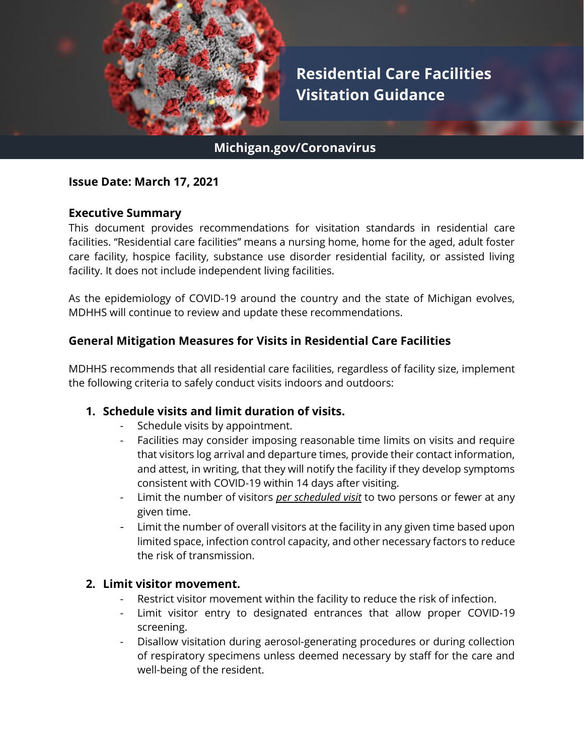# Residential Care Facilities Visitation Guidance

**Michigan.gov/Coronavirus**

**Issue Date: March 17, 2021**

## Executive Summary

This document provides recommendations for visitation standards in residential care facilities. "Residential care facilities" means a nursing home, home for the aged, adult foster care facility, hospice facility, substance use disorder residential facility, or assisted living facility. It does not include independent living facilities.

As the epidemiology of COVID-19 around the country and the state of Michigan evolves, MDHHS will continue to review and update these recommendations.

## General Mitigation Measures for Visits in Residential Care Facilities

MDHHS recommends that all residential care facilities, regardless of facility size, implement the following criteria to safely conduct visits indoors and outdoors:

1. **Schedule visits and limit duration of visits.**
   - Schedule visits by appointment.
   - Facilities may consider imposing reasonable time limits on visits and require that visitors log arrival and departure times, provide their contact information, and attest, in writing, that they will notify the facility if they develop symptoms consistent with COVID-19 within 14 days after visiting.
   - Limit the number of visitors ***per scheduled visit*** to two persons or fewer at any given time.
   - Limit the number of overall visitors at the facility in any given time based upon limited space, infection control capacity, and other necessary factors to reduce the risk of transmission.

2. **Limit visitor movement.**
   - Restrict visitor movement within the facility to reduce the risk of infection.
   - Limit visitor entry to designated entrances that allow proper COVID-19 screening.
   - Disallow visitation during aerosol-generating procedures or during collection of respiratory specimens unless deemed necessary by staff for the care and well-being of the resident.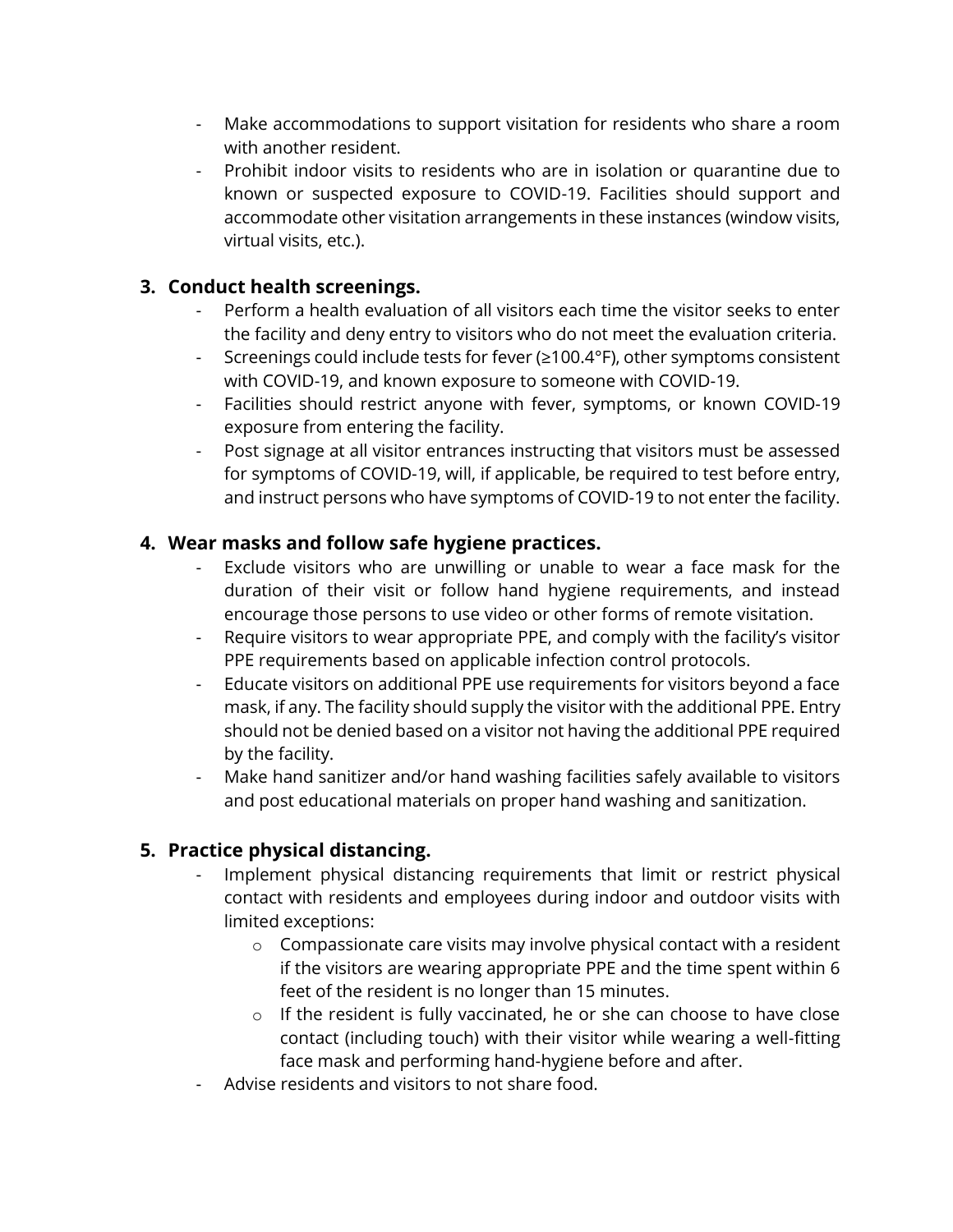- Make accommodations to support visitation for residents who share a room with another resident.
- Prohibit indoor visits to residents who are in isolation or quarantine due to known or suspected exposure to COVID-19. Facilities should support and accommodate other visitation arrangements in these instances (window visits, virtual visits, etc.).

### 3. Conduct health screenings.

- Perform a health evaluation of all visitors each time the visitor seeks to enter the facility and deny entry to visitors who do not meet the evaluation criteria.
- Screenings could include tests for fever (≥100.4°F), other symptoms consistent with COVID-19, and known exposure to someone with COVID-19.
- Facilities should restrict anyone with fever, symptoms, or known COVID-19 exposure from entering the facility.
- Post signage at all visitor entrances instructing that visitors must be assessed for symptoms of COVID-19, will, if applicable, be required to test before entry, and instruct persons who have symptoms of COVID-19 to not enter the facility.

### 4. Wear masks and follow safe hygiene practices.

- Exclude visitors who are unwilling or unable to wear a face mask for the duration of their visit or follow hand hygiene requirements, and instead encourage those persons to use video or other forms of remote visitation.
- Require visitors to wear appropriate PPE, and comply with the facility's visitor PPE requirements based on applicable infection control protocols.
- Educate visitors on additional PPE use requirements for visitors beyond a face mask, if any. The facility should supply the visitor with the additional PPE. Entry should not be denied based on a visitor not having the additional PPE required by the facility.
- Make hand sanitizer and/or hand washing facilities safely available to visitors and post educational materials on proper hand washing and sanitization.

### 5. Practice physical distancing.

- Implement physical distancing requirements that limit or restrict physical contact with residents and employees during indoor and outdoor visits with limited exceptions:
    - Compassionate care visits may involve physical contact with a resident if the visitors are wearing appropriate PPE and the time spent within 6 feet of the resident is no longer than 15 minutes.
    - If the resident is fully vaccinated, he or she can choose to have close contact (including touch) with their visitor while wearing a well-fitting face mask and performing hand-hygiene before and after.
- Advise residents and visitors to not share food.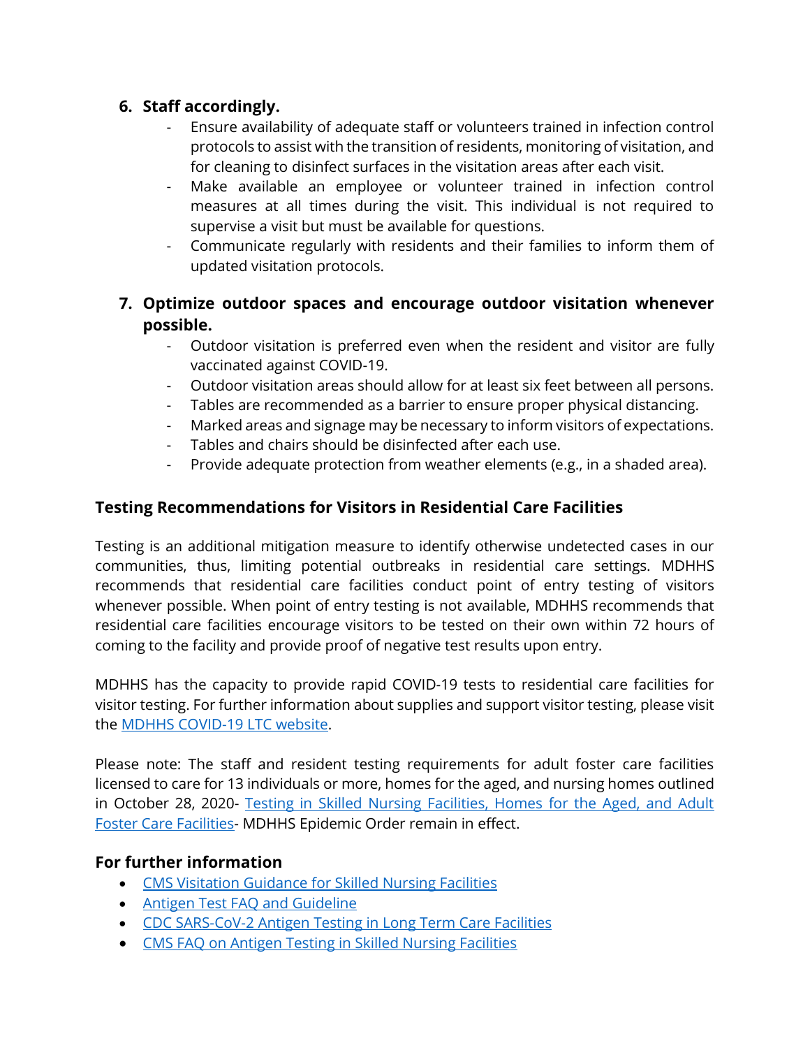6. **Staff accordingly.**
    - Ensure availability of adequate staff or volunteers trained in infection control protocols to assist with the transition of residents, monitoring of visitation, and for cleaning to disinfect surfaces in the visitation areas after each visit.
    - Make available an employee or volunteer trained in infection control measures at all times during the visit. This individual is not required to supervise a visit but must be available for questions.
    - Communicate regularly with residents and their families to inform them of updated visitation protocols.

7. **Optimize outdoor spaces and encourage outdoor visitation whenever possible.**
    - Outdoor visitation is preferred even when the resident and visitor are fully vaccinated against COVID-19.
    - Outdoor visitation areas should allow for at least six feet between all persons.
    - Tables are recommended as a barrier to ensure proper physical distancing.
    - Marked areas and signage may be necessary to inform visitors of expectations.
    - Tables and chairs should be disinfected after each use.
    - Provide adequate protection from weather elements (e.g., in a shaded area).

### Testing Recommendations for Visitors in Residential Care Facilities

Testing is an additional mitigation measure to identify otherwise undetected cases in our communities, thus, limiting potential outbreaks in residential care settings. MDHHS recommends that residential care facilities conduct point of entry testing of visitors whenever possible. When point of entry testing is not available, MDHHS recommends that residential care facilities encourage visitors to be tested on their own within 72 hours of coming to the facility and provide proof of negative test results upon entry.

MDHHS has the capacity to provide rapid COVID-19 tests to residential care facilities for visitor testing. For further information about supplies and support visitor testing, please visit the MDHHS COVID-19 LTC website.

Please note: The staff and resident testing requirements for adult foster care facilities licensed to care for 13 individuals or more, homes for the aged, and nursing homes outlined in October 28, 2020- Testing in Skilled Nursing Facilities, Homes for the Aged, and Adult Foster Care Facilities- MDHHS Epidemic Order remain in effect.

### For further information

- CMS Visitation Guidance for Skilled Nursing Facilities
- Antigen Test FAQ and Guideline
- CDC SARS-CoV-2 Antigen Testing in Long Term Care Facilities
- CMS FAQ on Antigen Testing in Skilled Nursing Facilities